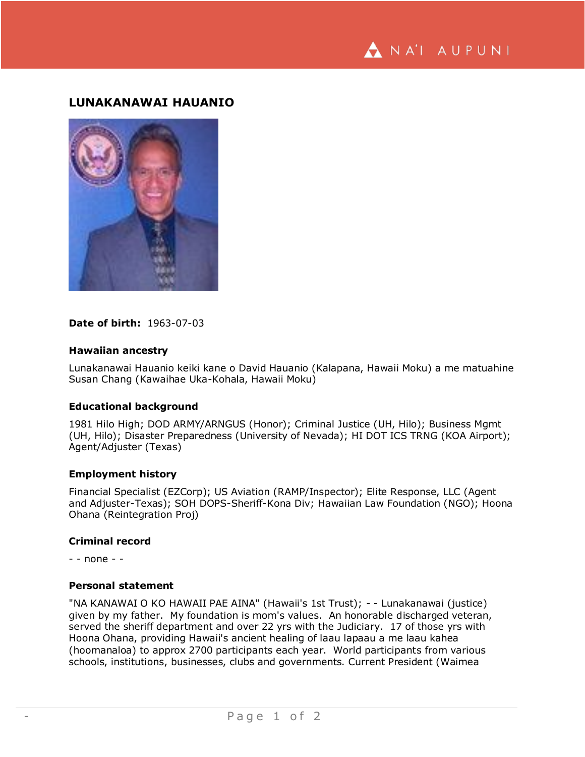# LUNAKANAWAI HAUANIO

**Date of birth:** 1963-07-03

### Hawaiian ancestry

Lunakanawai Hauanio keiki kane o David Hauanio (Kalapana, Hawaii Moku) a me matuahine Susan Chang (Kawaihae Uka-Kohala, Hawaii Moku)

### Educational background

1981 Hilo High; DOD ARMY/ARNGUS (Honor); Criminal Justice (UH, Hilo); Business Mgmt (UH, Hilo); Disaster Preparedness (University of Nevada); HI DOT ICS TRNG (KOA Airport); Agent/Adjuster (Texas)

### Employment history

Financial Specialist (EZCorp); US Aviation (RAMP/Inspector); Elite Response, LLC (Agent and Adjuster-Texas); SOH DOPS-Sheriff-Kona Div; Hawaiian Law Foundation (NGO); Hoona Ohana (Reintegration Proj)

### Criminal record

- - none - -

### Personal statement

"NA KANAWAI O KO HAWAII PAE AINA" (Hawaii's 1st Trust); - - Lunakanawai (justice) given by my father. My foundation is mom's values. An honorable discharged veteran, served the sheriff department and over 22 yrs with the Judiciary. 17 of those yrs with Hoona Ohana, providing Hawaii's ancient healing of laau lapaau a me laau kahea (hoomanaloa) to approx 2700 participants each year. World participants from various schools, institutions, businesses, clubs and governments. Current President (Waimea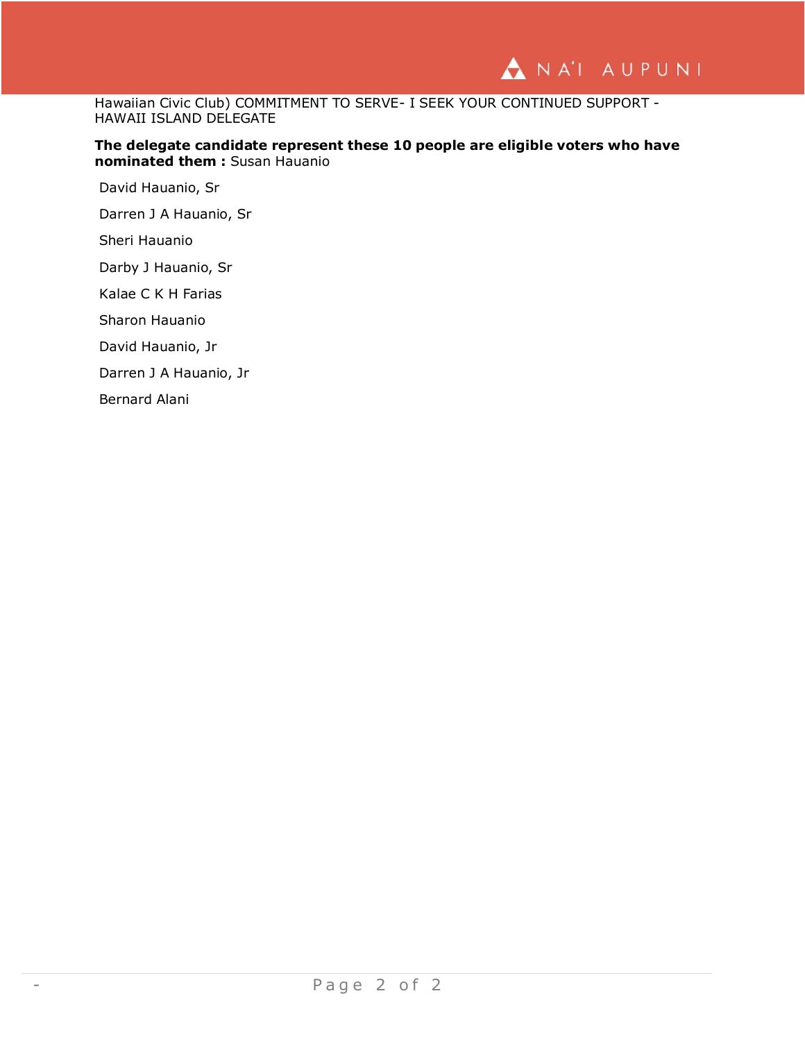Hawaiian Civic Club) COMMITMENT TO SERVE- I SEEK YOUR CONTINUED SUPPORT - HAWAII ISLAND DELEGATE

**The delegate candidate represent these 10 people are eligible voters who have nominated them :** Susan Hauanio

David Hauanio, Sr

Darren J A Hauanio, Sr

Sheri Hauanio

Darby J Hauanio, Sr

Kalae C K H Farias

Sharon Hauanio

David Hauanio, Jr

Darren J A Hauanio, Jr

Bernard Alani